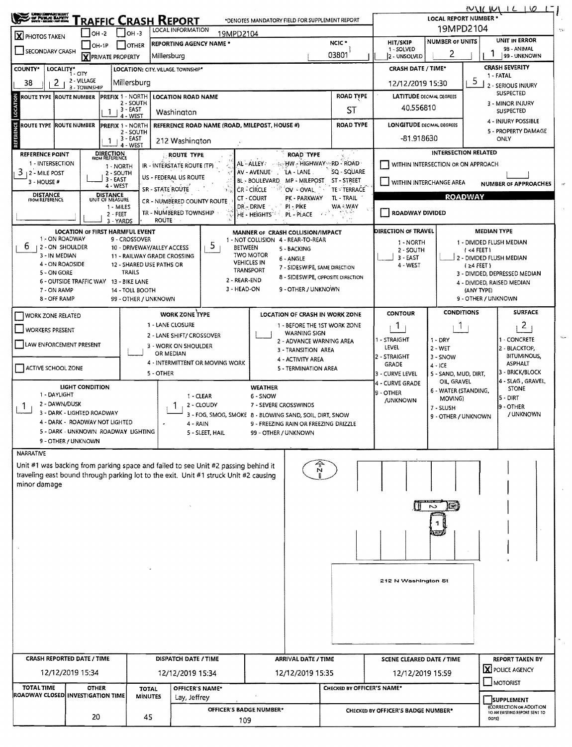# TRAFFIC CRASH REPORT

*DENOTES MANDATORY FIELD FOR SUPPLEMENT REPORT

| Field | Value |
|---|---|
| PHOTOS TAKEN | X |
| PRIVATE PROPERTY | X |
| LOCAL INFORMATION | 19MPD2104 |
| REPORTING AGENCY NAME * | Millersburg |
| NCIC * | 03801 |
| LOCAL REPORT NUMBER * | 19MPD2104 |
| HIT/SKIP (1 - SOLVED, 2 - UNSOLVED) | |
| NUMBER OF UNITS | 2 |
| UNIT IN ERROR (98 - ANIMAL, 99 - UNKNOWN) | 1 |
| COUNTY* | 38 |
| LOCALITY* (1 - CITY, 2 - VILLAGE, 3 - TOWNSHIP) | 2 |
| LOCATION: CITY, VILLAGE, TOWNSHIP* | Millersburg |
| CRASH DATE / TIME* | 12/12/2019 15:30 |
| CRASH SEVERITY (1 - FATAL, 2 - SERIOUS INJURY SUSPECTED, 3 - MINOR INJURY SUSPECTED, 4 - INJURY POSSIBLE, 5 - PROPERTY DAMAGE ONLY) | 5 |

## LOCATION

| ROUTE TYPE | ROUTE NUMBER | PREFIX (1 - NORTH, 2 - SOUTH, 3 - EAST, 4 - WEST) | LOCATION ROAD NAME | ROAD TYPE | LATITUDE DECIMAL DEGREES |
|---|---|---|---|---|---|
| | | 1 | Washington | ST | 40.556810 |

## REFERENCE

| ROUTE TYPE | ROUTE NUMBER | PREFIX (1 - NORTH, 2 - SOUTH, 3 - EAST, 4 - WEST) | REFERENCE ROAD NAME (ROAD, MILEPOST, HOUSE #) | ROAD TYPE | LONGITUDE DECIMAL DEGREES |
|---|---|---|---|---|---|
| | | 1 | 212 Washington | | -81.918630 |

| REFERENCE POINT (1 - INTERSECTION, 2 - MILE POST, 3 - HOUSE #) | DIRECTION FROM REFERENCE (1 - NORTH, 2 - SOUTH, 3 - EAST, 4 - WEST) | DISTANCE FROM REFERENCE | DISTANCE UNIT OF MEASURE (1 - MILES, 2 - FEET, 3 - YARDS) |
|---|---|---|---|
| 3 | | | |

ROUTE TYPE: IR - INTERSTATE ROUTE (TP), US - FEDERAL US ROUTE, SR - STATE ROUTE, CR - NUMBERED COUNTY ROUTE, TR - NUMBERED TOWNSHIP ROUTE

ROAD TYPE: AL - ALLEY, AV - AVENUE, BL - BOULEVARD, CR - CIRCLE, CT - COURT, DR - DRIVE, HE - HEIGHTS, HW - HIGHWAY, LA - LANE, MP - MILEPOST, OV - OVAL, PK - PARKWAY, PI - PIKE, PL - PLACE, RD - ROAD, SQ - SQUARE, ST - STREET, TE - TERRACE, TL - TRAIL, WA - WAY

INTERSECTION RELATED: WITHIN INTERSECTION OR ON APPROACH [ ]; WITHIN INTERCHANGE AREA [ ]; NUMBER OF APPROACHES: 

## ROADWAY

ROADWAY DIVIDED [ ]

| Field | Value |
|---|---|
| LOCATION OF FIRST HARMFUL EVENT | 6 |
| MANNER OF CRASH COLLISION/IMPACT | 5 |
| DIRECTION OF TRAVEL | |
| MEDIAN TYPE | |

LOCATION OF FIRST HARMFUL EVENT: 1 - ON ROADWAY, 2 - ON SHOULDER, 3 - IN MEDIAN, 4 - ON ROADSIDE, 5 - ON GORE, 6 - OUTSIDE TRAFFIC WAY, 7 - ON RAMP, 8 - OFF RAMP, 9 - CROSSOVER, 10 - DRIVEWAY/ALLEY ACCESS, 11 - RAILWAY GRADE CROSSING, 12 - SHARED USE PATHS OR TRAILS, 13 - BIKE LANE, 14 - TOLL BOOTH, 99 - OTHER / UNKNOWN

MANNER OF CRASH COLLISION/IMPACT: 1 - NOT COLLISION BETWEEN TWO MOTOR VEHICLES IN TRANSPORT, 2 - REAR-END, 3 - HEAD-ON, 4 - REAR-TO-REAR, 5 - BACKING, 6 - ANGLE, 7 - SIDESWIPE, SAME DIRECTION, 8 - SIDESWIPE, OPPOSITE DIRECTION, 9 - OTHER / UNKNOWN

DIRECTION OF TRAVEL: 1 - NORTH, 2 - SOUTH, 3 - EAST, 4 - WEST

MEDIAN TYPE: 1 - DIVIDED FLUSH MEDIAN (<4 FEET), 2 - DIVIDED FLUSH MEDIAN (≥4 FEET), 3 - DIVIDED, DEPRESSED MEDIAN, 4 - DIVIDED, RAISED MEDIAN (ANY TYPE), 9 - OTHER / UNKNOWN

| WORK ZONE RELATED | WORKERS PRESENT | LAW ENFORCEMENT PRESENT | ACTIVE SCHOOL ZONE | WORK ZONE TYPE | LOCATION OF CRASH IN WORK ZONE |
|---|---|---|---|---|---|
| [ ] | [ ] | [ ] | [ ] | | |

WORK ZONE TYPE: 1 - LANE CLOSURE, 2 - LANE SHIFT/ CROSSOVER, 3 - WORK ON SHOULDER OR MEDIAN, 4 - INTERMITTENT OR MOVING WORK, 5 - OTHER

LOCATION OF CRASH IN WORK ZONE: 1 - BEFORE THE 1ST WORK ZONE WARNING SIGN, 2 - ADVANCE WARNING AREA, 3 - TRANSITION AREA, 4 - ACTIVITY AREA, 5 - TERMINATION AREA

| CONTOUR | CONDITIONS | SURFACE |
|---|---|---|
| 1 | 1 | 2 |

CONTOUR: 1 - STRAIGHT LEVEL, 2 - STRAIGHT GRADE, 3 - CURVE LEVEL, 4 - CURVE GRADE, 9 - OTHER /UNKNOWN

CONDITIONS: 1 - DRY, 2 - WET, 3 - SNOW, 4 - ICE, 5 - SAND, MUD, DIRT, OIL, GRAVEL, 6 - WATER (STANDING, MOVING), 7 - SLUSH, 9 - OTHER / UNKNOWN

SURFACE: 1 - CONCRETE, 2 - BLACKTOP, BITUMINOUS, ASPHALT, 3 - BRICK/BLOCK, 4 - SLAG, GRAVEL, STONE, 5 - DIRT, 9 - OTHER / UNKNOWN

| LIGHT CONDITION | WEATHER |
|---|---|
| 1 | 1 |

LIGHT CONDITION: 1 - DAYLIGHT, 2 - DAWN/DUSK, 3 - DARK - LIGHTED ROADWAY, 4 - DARK - ROADWAY NOT LIGHTED, 5 - DARK - UNKNOWN ROADWAY LIGHTING, 9 - OTHER / UNKNOWN

WEATHER: 1 - CLEAR, 2 - CLOUDY, 3 - FOG, SMOG, SMOKE, 4 - RAIN, 5 - SLEET, HAIL, 6 - SNOW, 7 - SEVERE CROSSWINDS, 8 - BLOWING SAND, SOIL, DIRT, SNOW, 9 - FREEZING RAIN OR FREEZING DRIZZLE, 99 - OTHER / UNKNOWN

## NARRATIVE

Unit #1 was backing from parking space and failed to see Unit #2 passing behind it traveling east bound through parking lot to the exit. Unit #1 struck Unit #2 causing minor damage

212 N Washington St

| CRASH REPORTED DATE / TIME | DISPATCH DATE / TIME | ARRIVAL DATE / TIME | SCENE CLEARED DATE / TIME | REPORT TAKEN BY |
|---|---|---|---|---|
| 12/12/2019 15:34 | 12/12/2019 15:34 | 12/12/2019 15:35 | 12/12/2019 15:59 | X POLICE AGENCY |

| TOTAL TIME ROADWAY CLOSED | OTHER INVESTIGATION TIME | TOTAL MINUTES | OFFICER'S NAME* | OFFICER'S BADGE NUMBER* | CHECKED BY OFFICER'S NAME* | CHECKED BY OFFICER'S BADGE NUMBER* | SUPPLEMENT (CORRECTION OR ADDITION TO AN EXISTING REPORT SENT TO ODPS) |
|---|---|---|---|---|---|---|---|
| | 20 | 45 | Lay, Jeffrey | 109 | | | [ ] |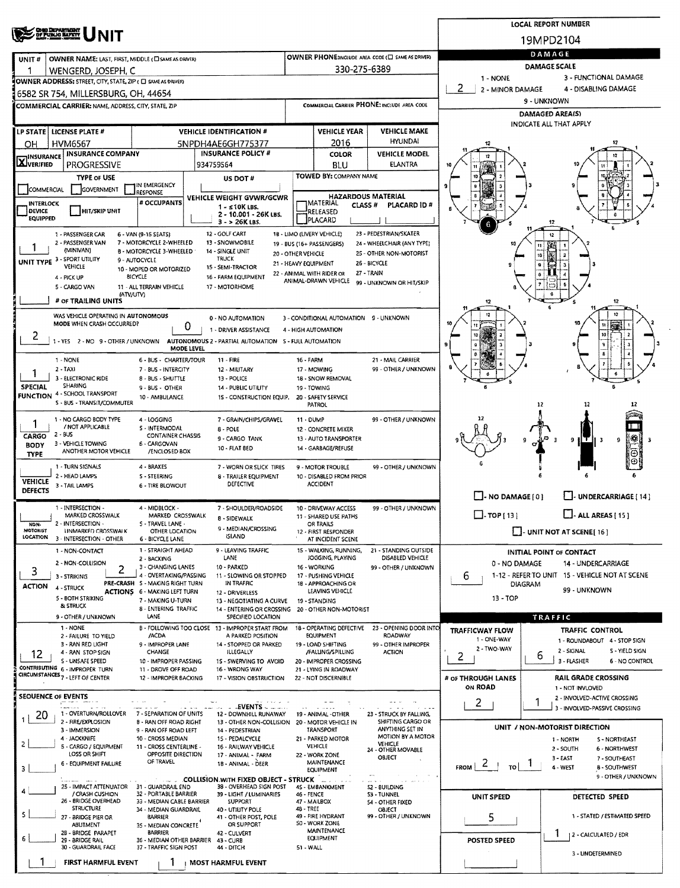# UNIT

**LOCAL REPORT NUMBER:** 19MPD2104

| UNIT # | OWNER NAME: LAST, FIRST, MIDDLE (☐ SAME AS DRIVER) | OWNER PHONE: INCLUDE AREA CODE (☐ SAME AS DRIVER) |
|---|---|---|
| 1 | WENGERD, JOSEPH, C | 330-275-6389 |

**OWNER ADDRESS:** STREET, CITY, STATE, ZIP (☐ SAME AS DRIVER)
6582 SR 754, MILLERSBURG, OH, 44654

**COMMERCIAL CARRIER:** NAME, ADDRESS, CITY, STATE, ZIP | **COMMERCIAL CARRIER PHONE:** INCLUDE AREA CODE

| LP STATE | LICENSE PLATE # | VEHICLE IDENTIFICATION # | VEHICLE YEAR | VEHICLE MAKE |
|---|---|---|---|---|
| OH | HVM6567 | 5NPDH4AE6GH775377 | 2016 | HYUNDAI |

| ☒ INSURANCE VERIFIED | INSURANCE COMPANY | INSURANCE POLICY # | COLOR | VEHICLE MODEL |
|---|---|---|---|---|
| | PROGRESSIVE | 934759564 | BLU | ELANTRA |

**TYPE OF USE:** ☐ COMMERCIAL ☐ GOVERNMENT ☐ IN EMERGENCY RESPONSE

**US DOT #:**

**TOWED BY:** COMPANY NAME

☐ INTERLOCK DEVICE EQUIPPED ☐ HIT/SKIP UNIT

**# OCCUPANTS:**

**VEHICLE WEIGHT GVWR/GCWR:** 1 - ≤10K LBS. 2 - 10,001 - 26K LBS. 3 - > 26K LBS.

**HAZARDOUS MATERIAL:** ☐ MATERIAL CLASS # ☐ RELEASED ☐ PLACARD — PLACARD ID #

**UNIT TYPE:** 1
1 - PASSENGER CAR, 2 - PASSENGER VAN (MINIVAN), 3 - SPORT UTILITY VEHICLE, 4 - PICK UP, 5 - CARGO VAN, 6 - VAN (9-15 SEATS), 7 - MOTORCYCLE 2-WHEELED, 8 - MOTORCYCLE 3-WHEELED, 9 - AUTOCYCLE, 10 - MOPED OR MOTORIZED BICYCLE, 11 - ALL TERRAIN VEHICLE (ATV/UTV), 12 - GOLF CART, 13 - SNOWMOBILE, 14 - SINGLE UNIT TRUCK, 15 - SEMI-TRACTOR, 16 - FARM EQUIPMENT, 17 - MOTORHOME, 18 - LIMO (LIVERY VEHICLE), 19 - BUS (16+ PASSENGERS), 20 - OTHER VEHICLE, 21 - HEAVY EQUIPMENT, 22 - ANIMAL WITH RIDER OR ANIMAL-DRAWN VEHICLE, 23 - PEDESTRIAN/SKATER, 24 - WHEELCHAIR (ANY TYPE), 25 - OTHER NON-MOTORIST, 26 - BICYCLE, 27 - TRAIN, 99 - UNKNOWN OR HIT/SKIP

**# OF TRAILING UNITS:**

**WAS VEHICLE OPERATING IN AUTONOMOUS MODE WHEN CRASH OCCURRED?** 2
1 - YES, 2 - NO, 9 - OTHER / UNKNOWN

**AUTONOMOUS MODE LEVEL:** 0
0 - NO AUTOMATION, 1 - DRIVER ASSISTANCE, 2 - PARTIAL AUTOMATION, 3 - CONDITIONAL AUTOMATION, 4 - HIGH AUTOMATION, 5 - FULL AUTOMATION, 9 - UNKNOWN

**SPECIAL FUNCTION:** 1
1 - NONE, 2 - TAXI, 3 - ELECTRONIC RIDE SHARING, 4 - SCHOOL TRANSPORT, 5 - BUS - TRANSIT/COMMUTER, 6 - BUS - CHARTER/TOUR, 7 - BUS - INTERCITY, 8 - BUS - SHUTTLE, 9 - BUS - OTHER, 10 - AMBULANCE, 11 - FIRE, 12 - MILITARY, 13 - POLICE, 14 - PUBLIC UTILITY, 15 - CONSTRUCTION EQUIP., 16 - FARM, 17 - MOWING, 18 - SNOW REMOVAL, 19 - TOWING, 20 - SAFETY SERVICE PATROL, 21 - MAIL CARRIER, 99 - OTHER / UNKNOWN

**CARGO BODY TYPE:** 1
1 - NO CARGO BODY TYPE / NOT APPLICABLE, 2 - BUS, 3 - VEHICLE TOWING ANOTHER MOTOR VEHICLE, 4 - LOGGING, 5 - INTERMODAL CONTAINER CHASSIS, 6 - CARGOVAN /ENCLOSED BOX, 7 - GRAIN/CHIPS/GRAVEL, 8 - POLE, 9 - CARGO TANK, 10 - FLAT BED, 11 - DUMP, 12 - CONCRETE MIXER, 13 - AUTO TRANSPORTER, 14 - GARBAGE/REFUSE, 99 - OTHER / UNKNOWN

**VEHICLE DEFECTS:**
1 - TURN SIGNALS, 2 - HEAD LAMPS, 3 - TAIL LAMPS, 4 - BRAKES, 5 - STEERING, 6 - TIRE BLOWOUT, 7 - WORN OR SLICK TIRES, 8 - TRAILER EQUIPMENT DEFECTIVE, 9 - MOTOR TROUBLE, 10 - DISABLED FROM PRIOR ACCIDENT, 99 - OTHER / UNKNOWN

**NON-MOTORIST LOCATION:**
1 - INTERSECTION - MARKED CROSSWALK, 2 - INTERSECTION - UNMARKED CROSSWALK, 3 - INTERSECTION - OTHER, 4 - MIDBLOCK - MARKED CROSSWALK, 5 - TRAVEL LANE - OTHER LOCATION, 6 - BICYCLE LANE, 7 - SHOULDER/ROADSIDE, 8 - SIDEWALK, 9 - MEDIAN/CROSSING ISLAND, 10 - DRIVEWAY ACCESS, 11 - SHARED USE PATHS OR TRAILS, 12 - FIRST RESPONDER AT INCIDENT SCENE, 99 - OTHER / UNKNOWN

**ACTION:** 3
1 - NON-CONTACT, 2 - NON-COLLISION, 3 - STRIKING, 4 - STRUCK, 5 - BOTH STRIKING & STRUCK, 9 - OTHER / UNKNOWN

**PRE-CRASH ACTIONS:** 2
1 - STRAIGHT AHEAD, 2 - BACKING, 3 - CHANGING LANES, 4 - OVERTAKING/PASSING, 5 - MAKING RIGHT TURN, 6 - MAKING LEFT TURN, 7 - MAKING U-TURN, 8 - ENTERING TRAFFIC LANE, 9 - LEAVING TRAFFIC LANE, 10 - PARKED, 11 - SLOWING OR STOPPED IN TRAFFIC, 12 - DRIVERLESS, 13 - NEGOTIATING A CURVE, 14 - ENTERING OR CROSSING SPECIFIED LOCATION, 15 - WALKING, RUNNING, JOGGING, PLAYING, 16 - WORKING, 17 - PUSHING VEHICLE, 18 - APPROACHING OR LEAVING VEHICLE, 19 - STANDING, 20 - OTHER NON-MOTORIST, 21 - STANDING OUTSIDE DISABLED VEHICLE, 99 - OTHER / UNKNOWN

**CONTRIBUTING CIRCUMSTANCES:** 12
1 - NONE, 2 - FAILURE TO YIELD, 3 - RAN RED LIGHT, 4 - RAN STOP SIGN, 5 - UNSAFE SPEED, 6 - IMPROPER TURN, 7 - LEFT OF CENTER, 8 - FOLLOWING TOO CLOSE /ACDA, 9 - IMPROPER LANE CHANGE, 10 - IMPROPER PASSING, 11 - DROVE OFF ROAD, 12 - IMPROPER BACKING, 13 - IMPROPER START FROM A PARKED POSITION, 14 - STOPPED OR PARKED ILLEGALLY, 15 - SWERVING TO AVOID, 16 - WRONG WAY, 17 - VISION OBSTRUCTION, 18 - OPERATING DEFECTIVE EQUIPMENT, 19 - LOAD SHIFTING /FALLING/SPILLING, 20 - IMPROPER CROSSING, 21 - LYING IN ROADWAY, 22 - NOT DISCERNIBLE, 23 - OPENING DOOR INTO ROADWAY, 99 - OTHER IMPROPER ACTION

**SEQUENCE OF EVENTS**

| # | Event |
|---|---|
| 1 | 20 |
| 2 | |
| 3 | |
| 4 | |
| 5 | |
| 6 | |

**EVENTS:** 1 - OVERTURN/ROLLOVER, 2 - FIRE/EXPLOSION, 3 - IMMERSION, 4 - JACKKNIFE, 5 - CARGO / EQUIPMENT LOSS OR SHIFT, 6 - EQUIPMENT FAILURE, 7 - SEPARATION OF UNITS, 8 - RAN OFF ROAD RIGHT, 9 - RAN OFF ROAD LEFT, 10 - CROSS MEDIAN, 11 - CROSS CENTERLINE - OPPOSITE DIRECTION OF TRAVEL, 12 - DOWNHILL RUNAWAY, 13 - OTHER NON-COLLISION, 14 - PEDESTRIAN, 15 - PEDALCYCLE, 16 - RAILWAY VEHICLE, 17 - ANIMAL - FARM, 18 - ANIMAL - DEER, 19 - ANIMAL - OTHER, 20 - MOTOR VEHICLE IN TRANSPORT, 21 - PARKED MOTOR VEHICLE, 22 - WORK ZONE MAINTENANCE EQUIPMENT, 23 - STRUCK BY FALLING, SHIFTING CARGO OR ANYTHING SET IN MOTION BY A MOTOR VEHICLE, 24 - OTHER MOVABLE OBJECT

**COLLISION WITH FIXED OBJECT - STRUCK:** 25 - IMPACT ATTENUATOR / CRASH CUSHION, 26 - BRIDGE OVERHEAD STRUCTURE, 27 - BRIDGE PIER OR ABUTMENT, 28 - BRIDGE PARAPET, 29 - BRIDGE RAIL, 30 - GUARDRAIL FACE, 31 - GUARDRAIL END, 32 - PORTABLE BARRIER, 33 - MEDIAN CABLE BARRIER, 34 - MEDIAN GUARDRAIL BARRIER, 35 - MEDIAN CONCRETE BARRIER, 36 - MEDIAN OTHER BARRIER, 37 - TRAFFIC SIGN POST, 38 - OVERHEAD SIGN POST, 39 - LIGHT / LUMINARIES SUPPORT, 40 - UTILITY POLE, 41 - OTHER POST, POLE OR SUPPORT, 42 - CULVERT, 43 - CURB, 44 - DITCH, 45 - EMBANKMENT, 46 - FENCE, 47 - MAILBOX, 48 - TREE, 49 - FIRE HYDRANT, 50 - WORK ZONE MAINTENANCE EQUIPMENT, 51 - WALL, 52 - BUILDING, 53 - TUNNEL, 54 - OTHER FIXED OBJECT, 99 - OTHER / UNKNOWN

**FIRST HARMFUL EVENT:** 1 **MOST HARMFUL EVENT:** 1

## DAMAGE

**DAMAGE SCALE:** 2
1 - NONE, 2 - MINOR DAMAGE, 3 - FUNCTIONAL DAMAGE, 4 - DISABLING DAMAGE, 9 - UNKNOWN

**DAMAGED AREA(S)** — INDICATE ALL THAT APPLY: 6

☐ - NO DAMAGE [0] ☐ - UNDERCARRIAGE [14] ☐ - TOP [13] ☐ - ALL AREAS [15] ☐ - UNIT NOT AT SCENE [16]

**INITIAL POINT OF CONTACT:** 6
0 - NO DAMAGE, 1-12 - REFER TO UNIT DIAGRAM, 13 - TOP, 14 - UNDERCARRIAGE, 15 - VEHICLE NOT AT SCENE, 99 - UNKNOWN

## TRAFFIC

**TRAFFICWAY FLOW:** 2
1 - ONE-WAY, 2 - TWO-WAY

**TRAFFIC CONTROL:** 6
1 - ROUNDABOUT, 2 - SIGNAL, 3 - FLASHER, 4 - STOP SIGN, 5 - YIELD SIGN, 6 - NO CONTROL

**# OF THROUGH LANES ON ROAD:** 2

**RAIL GRADE CROSSING:** 1
1 - NOT INVLOVED, 2 - INVOLVED-ACTIVE CROSSING, 3 - INVOLVED-PASSIVE CROSSING

**UNIT / NON-MOTORIST DIRECTION:** FROM 2 TO 1
1 - NORTH, 2 - SOUTH, 3 - EAST, 4 - WEST, 5 - NORTHEAST, 6 - NORTHWEST, 7 - SOUTHEAST, 8 - SOUTHWEST, 9 - OTHER / UNKNOWN

**UNIT SPEED:** 5

**DETECTED SPEED:** 1
1 - STATED / ESTIMATED SPEED, 2 - CALCULATED / EDR, 3 - UNDETERMINED

**POSTED SPEED:**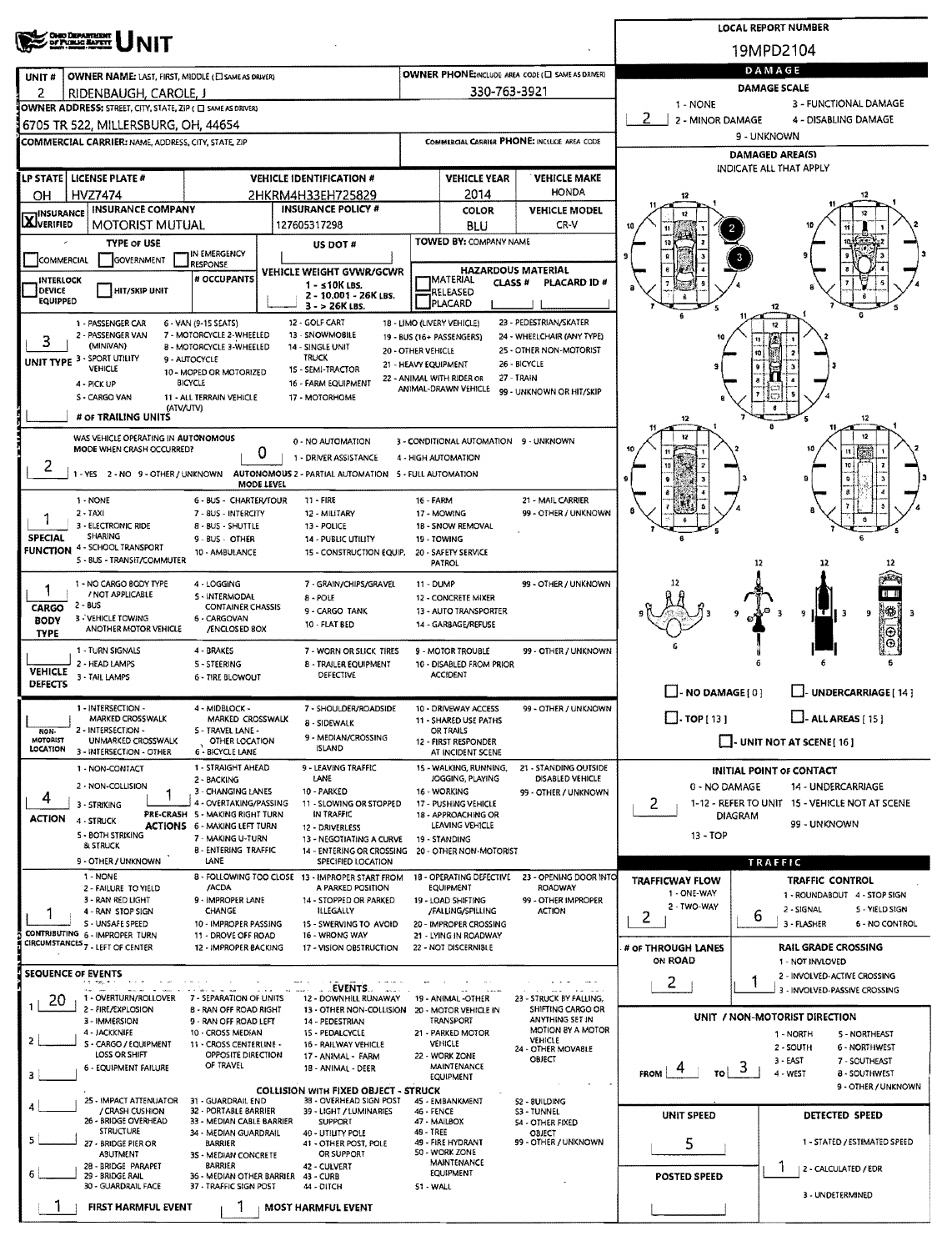# Ohio Department of Public Safety UNIT

**LOCAL REPORT NUMBER:** 19MPD2104

| UNIT # | OWNER NAME: LAST, FIRST, MIDDLE (☐ SAME AS DRIVER) | OWNER PHONE: INCLUDE AREA CODE (☐ SAME AS DRIVER) |
|---|---|---|
| 2 | RIDENBAUGH, CAROLE, J | 330-763-3921 |

**OWNER ADDRESS:** STREET, CITY, STATE, ZIP (☐ SAME AS DRIVER)
6705 TR 522, MILLERSBURG, OH, 44654

**COMMERCIAL CARRIER:** NAME, ADDRESS, CITY, STATE, ZIP | **COMMERCIAL CARRIER PHONE:** INCLUDE AREA CODE

| LP STATE | LICENSE PLATE # | VEHICLE IDENTIFICATION # | VEHICLE YEAR | VEHICLE MAKE |
|---|---|---|---|---|
| OH | HVZ7474 | 2HKRM4H33EH725829 | 2014 | HONDA |

| INSURANCE | INSURANCE COMPANY | INSURANCE POLICY # | COLOR | VEHICLE MODEL |
|---|---|---|---|---|
| [X] VERIFIED | MOTORIST MUTUAL | 127605317298 | BLU | CR-V |

**TYPE OF USE:** ☐ COMMERCIAL ☐ GOVERNMENT ☐ IN EMERGENCY RESPONSE
**US DOT #:**
**TOWED BY:** COMPANY NAME

☐ INTERLOCK DEVICE EQUIPPED ☐ HIT/SKIP UNIT
**# OCCUPANTS:**
**VEHICLE WEIGHT GVWR/GCWR:** 1 - ≤10K LBS. 2 - 10.001 - 26K LBS. 3 - > 26K LBS.
**HAZARDOUS MATERIAL:** ☐ MATERIAL RELEASED ☐ PLACARD | CLASS # | PLACARD ID #

**UNIT TYPE:** 3
1 - PASSENGER CAR, 2 - PASSENGER VAN (MINIVAN), 3 - SPORT UTILITY VEHICLE, 4 - PICK UP, 5 - CARGO VAN, 6 - VAN (9-15 SEATS), 7 - MOTORCYCLE 2-WHEELED, 8 - MOTORCYCLE 3-WHEELED, 9 - AUTOCYCLE, 10 - MOPED OR MOTORIZED BICYCLE, 11 - ALL TERRAIN VEHICLE (ATV/UTV), 12 - GOLF CART, 13 - SNOWMOBILE, 14 - SINGLE UNIT TRUCK, 15 - SEMI-TRACTOR, 16 - FARM EQUIPMENT, 17 - MOTORHOME, 18 - LIMO (LIVERY VEHICLE), 19 - BUS (16+ PASSENGERS), 20 - OTHER VEHICLE, 21 - HEAVY EQUIPMENT, 22 - ANIMAL WITH RIDER OR ANIMAL-DRAWN VEHICLE, 23 - PEDESTRIAN/SKATER, 24 - WHEELCHAIR (ANY TYPE), 25 - OTHER NON-MOTORIST, 26 - BICYCLE, 27 - TRAIN, 99 - UNKNOWN OR HIT/SKIP

**# OF TRAILING UNITS:**

**WAS VEHICLE OPERATING IN AUTONOMOUS MODE WHEN CRASH OCCURRED?** 2
1 - YES 2 - NO 9 - OTHER / UNKNOWN

**AUTONOMOUS MODE LEVEL:** 0
0 - NO AUTOMATION, 1 - DRIVER ASSISTANCE, 2 - PARTIAL AUTOMATION, 3 - CONDITIONAL AUTOMATION, 4 - HIGH AUTOMATION, 5 - FULL AUTOMATION, 9 - UNKNOWN

**SPECIAL FUNCTION:** 1
1 - NONE, 2 - TAXI, 3 - ELECTRONIC RIDE SHARING, 4 - SCHOOL TRANSPORT, 5 - BUS - TRANSIT/COMMUTER, 6 - BUS - CHARTER/TOUR, 7 - BUS - INTERCITY, 8 - BUS - SHUTTLE, 9 - BUS - OTHER, 10 - AMBULANCE, 11 - FIRE, 12 - MILITARY, 13 - POLICE, 14 - PUBLIC UTILITY, 15 - CONSTRUCTION EQUIP., 16 - FARM, 17 - MOWING, 18 - SNOW REMOVAL, 19 - TOWING, 20 - SAFETY SERVICE PATROL, 21 - MAIL CARRIER, 99 - OTHER / UNKNOWN

**CARGO BODY TYPE:** 1
1 - NO CARGO BODY TYPE / NOT APPLICABLE, 2 - BUS, 3 - VEHICLE TOWING ANOTHER MOTOR VEHICLE, 4 - LOGGING, 5 - INTERMODAL CONTAINER CHASSIS, 6 - CARGOVAN /ENCLOSED BOX, 7 - GRAIN/CHIPS/GRAVEL, 8 - POLE, 9 - CARGO TANK, 10 - FLAT BED, 11 - DUMP, 12 - CONCRETE MIXER, 13 - AUTO TRANSPORTER, 14 - GARBAGE/REFUSE, 99 - OTHER / UNKNOWN

**VEHICLE DEFECTS:**
1 - TURN SIGNALS, 2 - HEAD LAMPS, 3 - TAIL LAMPS, 4 - BRAKES, 5 - STEERING, 6 - TIRE BLOWOUT, 7 - WORN OR SLICK TIRES, 8 - TRAILER EQUIPMENT DEFECTIVE, 9 - MOTOR TROUBLE, 10 - DISABLED FROM PRIOR ACCIDENT, 99 - OTHER / UNKNOWN

**NON-MOTORIST LOCATION:**
1 - INTERSECTION - MARKED CROSSWALK, 2 - INTERSECTION - UNMARKED CROSSWALK, 3 - INTERSECTION - OTHER, 4 - MIDBLOCK - MARKED CROSSWALK, 5 - TRAVEL LANE - OTHER LOCATION, 6 - BICYCLE LANE, 7 - SHOULDER/ROADSIDE, 8 - SIDEWALK, 9 - MEDIAN/CROSSING ISLAND, 10 - DRIVEWAY ACCESS, 11 - SHARED USE PATHS OR TRAILS, 12 - FIRST RESPONDER AT INCIDENT SCENE, 99 - OTHER / UNKNOWN

**ACTION:** 4
1 - NON-CONTACT, 2 - NON-COLLISION, 3 - STRIKING, 4 - STRUCK, 5 - BOTH STRIKING & STRUCK, 9 - OTHER / UNKNOWN

**PRE-CRASH ACTIONS:** 1
1 - STRAIGHT AHEAD, 2 - BACKING, 3 - CHANGING LANES, 4 - OVERTAKING/PASSING, 5 - MAKING RIGHT TURN, 6 - MAKING LEFT TURN, 7 - MAKING U-TURN, 8 - ENTERING TRAFFIC LANE, 9 - LEAVING TRAFFIC LANE, 10 - PARKED, 11 - SLOWING OR STOPPED IN TRAFFIC, 12 - DRIVERLESS, 13 - NEGOTIATING A CURVE, 14 - ENTERING OR CROSSING SPECIFIED LOCATION, 15 - WALKING, RUNNING, JOGGING, PLAYING, 16 - WORKING, 17 - PUSHING VEHICLE, 18 - APPROACHING OR LEAVING VEHICLE, 19 - STANDING, 20 - OTHER NON-MOTORIST, 21 - STANDING OUTSIDE DISABLED VEHICLE, 99 - OTHER / UNKNOWN

**CONTRIBUTING CIRCUMSTANCES:** 1
1 - NONE, 2 - FAILURE TO YIELD, 3 - RAN RED LIGHT, 4 - RAN STOP SIGN, 5 - UNSAFE SPEED, 6 - IMPROPER TURN, 7 - LEFT OF CENTER, 8 - FOLLOWING TOO CLOSE /ACDA, 9 - IMPROPER LANE CHANGE, 10 - IMPROPER PASSING, 11 - DROVE OFF ROAD, 12 - IMPROPER BACKING, 13 - IMPROPER START FROM A PARKED POSITION, 14 - STOPPED OR PARKED ILLEGALLY, 15 - SWERVING TO AVOID, 16 - WRONG WAY, 17 - VISION OBSTRUCTION, 18 - OPERATING DEFECTIVE EQUIPMENT, 19 - LOAD SHIFTING /FALLING/SPILLING, 20 - IMPROPER CROSSING, 21 - LYING IN ROADWAY, 22 - NOT DISCERNIBLE, 23 - OPENING DOOR INTO ROADWAY, 99 - OTHER IMPROPER ACTION

**SEQUENCE OF EVENTS:**
1. 20
2.
3.
4.
5.
6.

**EVENTS:**
1 - OVERTURN/ROLLOVER, 2 - FIRE/EXPLOSION, 3 - IMMERSION, 4 - JACKKNIFE, 5 - CARGO / EQUIPMENT LOSS OR SHIFT, 6 - EQUIPMENT FAILURE, 7 - SEPARATION OF UNITS, 8 - RAN OFF ROAD RIGHT, 9 - RAN OFF ROAD LEFT, 10 - CROSS MEDIAN, 11 - CROSS CENTERLINE - OPPOSITE DIRECTION OF TRAVEL, 12 - DOWNHILL RUNAWAY, 13 - OTHER NON-COLLISION, 14 - PEDESTRIAN, 15 - PEDALCYCLE, 16 - RAILWAY VEHICLE, 17 - ANIMAL - FARM, 18 - ANIMAL - DEER, 19 - ANIMAL -OTHER, 20 - MOTOR VEHICLE IN TRANSPORT, 21 - PARKED MOTOR VEHICLE, 22 - WORK ZONE MAINTENANCE EQUIPMENT, 23 - STRUCK BY FALLING, SHIFTING CARGO OR ANYTHING SET IN MOTION BY A MOTOR VEHICLE, 24 - OTHER MOVABLE OBJECT

**COLLISION WITH FIXED OBJECT - STRUCK:**
25 - IMPACT ATTENUATOR / CRASH CUSHION, 26 - BRIDGE OVERHEAD STRUCTURE, 27 - BRIDGE PIER OR ABUTMENT, 28 - BRIDGE PARAPET, 29 - BRIDGE RAIL, 30 - GUARDRAIL FACE, 31 - GUARDRAIL END, 32 - PORTABLE BARRIER, 33 - MEDIAN CABLE BARRIER, 34 - MEDIAN GUARDRAIL BARRIER, 35 - MEDIAN CONCRETE BARRIER, 36 - MEDIAN OTHER BARRIER, 37 - TRAFFIC SIGN POST, 38 - OVERHEAD SIGN POST, 39 - LIGHT / LUMINARIES SUPPORT, 40 - UTILITY POLE, 41 - OTHER POST, POLE OR SUPPORT, 42 - CULVERT, 43 - CURB, 44 - DITCH, 45 - EMBANKMENT, 46 - FENCE, 47 - MAILBOX, 48 - TREE, 49 - FIRE HYDRANT, 50 - WORK ZONE MAINTENANCE EQUIPMENT, 51 - WALL, 52 - BUILDING, 53 - TUNNEL, 54 - OTHER FIXED OBJECT, 99 - OTHER / UNKNOWN

**FIRST HARMFUL EVENT:** 1
**MOST HARMFUL EVENT:** 1

## DAMAGE

**DAMAGE SCALE:** 2
1 - NONE, 2 - MINOR DAMAGE, 3 - FUNCTIONAL DAMAGE, 4 - DISABLING DAMAGE, 9 - UNKNOWN

**DAMAGED AREA(S)** — INDICATE ALL THAT APPLY: 2, 3

☐ - NO DAMAGE [0] ☐ - UNDERCARRIAGE [14] ☐ - TOP [13] ☐ - ALL AREAS [15] ☐ - UNIT NOT AT SCENE [16]

**INITIAL POINT OF CONTACT:** 2
0 - NO DAMAGE, 1-12 - REFER TO UNIT DIAGRAM, 13 - TOP, 14 - UNDERCARRIAGE, 15 - VEHICLE NOT AT SCENE, 99 - UNKNOWN

## TRAFFIC

**TRAFFICWAY FLOW:** 2
1 - ONE-WAY, 2 - TWO-WAY

**TRAFFIC CONTROL:** 6
1 - ROUNDABOUT, 2 - SIGNAL, 3 - FLASHER, 4 - STOP SIGN, 5 - YIELD SIGN, 6 - NO CONTROL

**# OF THROUGH LANES ON ROAD:** 2

**RAIL GRADE CROSSING:** 1
1 - NOT INVLOVED, 2 - INVOLVED-ACTIVE CROSSING, 3 - INVOLVED-PASSIVE CROSSING

**UNIT / NON-MOTORIST DIRECTION:** FROM 4 TO 3
1 - NORTH, 2 - SOUTH, 3 - EAST, 4 - WEST, 5 - NORTHEAST, 6 - NORTHWEST, 7 - SOUTHEAST, 8 - SOUTHWEST, 9 - OTHER / UNKNOWN

**UNIT SPEED:** 5
**POSTED SPEED:**

**DETECTED SPEED:** 1
1 - STATED / ESTIMATED SPEED, 2 - CALCULATED / EDR, 3 - UNDETERMINED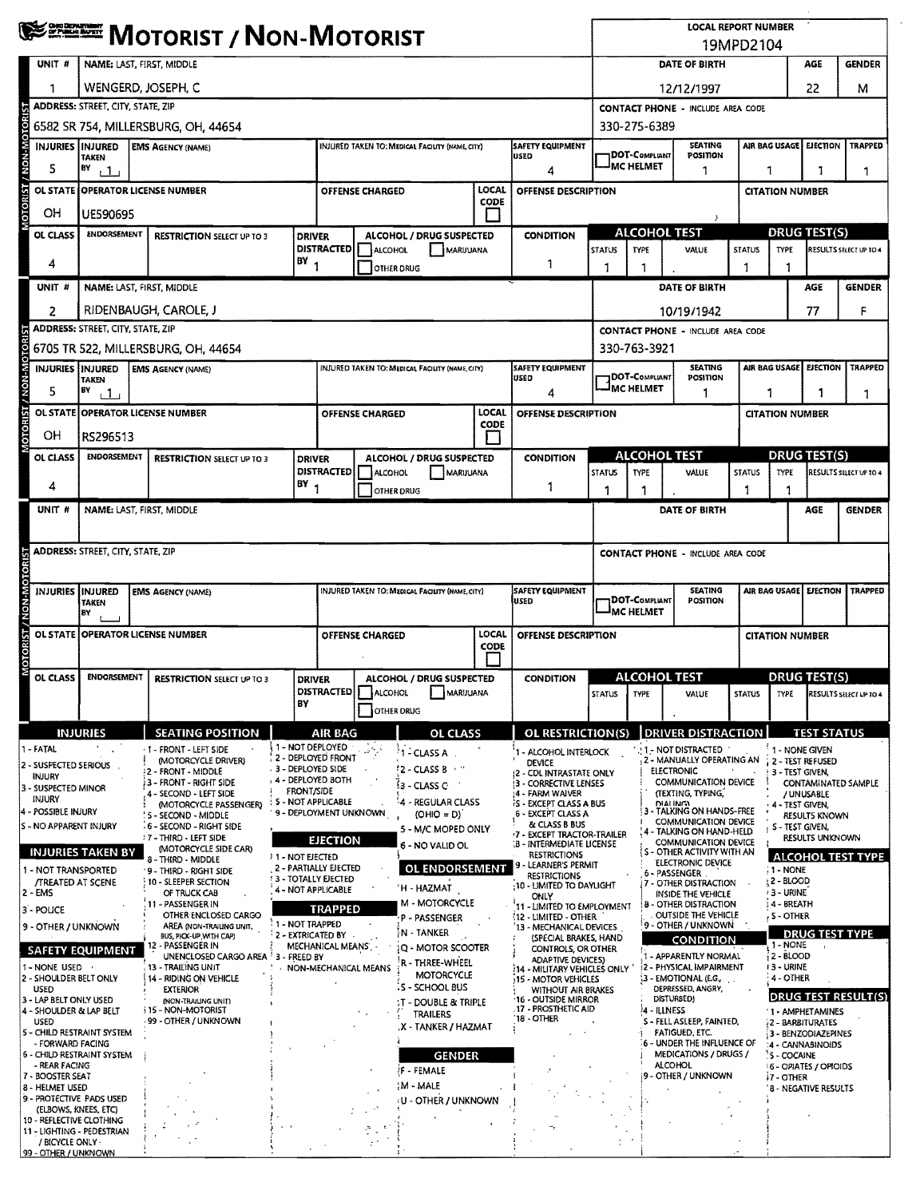# Motorist / Non-Motorist

**LOCAL REPORT NUMBER:** 19MPD2104

## Unit 1

| UNIT # | NAME: LAST, FIRST, MIDDLE | DATE OF BIRTH | AGE | GENDER |
|---|---|---|---|---|
| 1 | WENGERD, JOSEPH, C | 12/12/1997 | 22 | M |

| ADDRESS: STREET, CITY, STATE, ZIP | CONTACT PHONE - INCLUDE AREA CODE |
|---|---|
| 6582 SR 754, MILLERSBURG, OH, 44654 | 330-275-6389 |

| INJURIES | INJURED TAKEN BY | EMS AGENCY (NAME) | INJURED TAKEN TO: MEDICAL FACILITY (NAME, CITY) | SAFETY EQUIPMENT USED | DOT-COMPLIANT MC HELMET | SEATING POSITION | AIR BAG USAGE | EJECTION | TRAPPED |
|---|---|---|---|---|---|---|---|---|---|
| 5 | 1 | | | 4 | | 1 | 1 | 1 | 1 |

| OL STATE | OPERATOR LICENSE NUMBER | OFFENSE CHARGED | LOCAL CODE | OFFENSE DESCRIPTION | CITATION NUMBER |
|---|---|---|---|---|---|
| OH | UE590695 | | | | |

| OL CLASS | ENDORSEMENT | RESTRICTION SELECT UP TO 3 | DRIVER DISTRACTED BY | ALCOHOL / DRUG SUSPECTED | CONDITION | ALCOHOL TEST STATUS | ALCOHOL TEST TYPE | ALCOHOL TEST VALUE | DRUG TEST STATUS | DRUG TEST TYPE | RESULTS SELECT UP TO 4 |
|---|---|---|---|---|---|---|---|---|---|---|---|
| 4 | | | 1 | ☐ ALCOHOL ☐ MARIJUANA ☐ OTHER DRUG | 1 | 1 | 1 | | 1 | 1 | |

## Unit 2

| UNIT # | NAME: LAST, FIRST, MIDDLE | DATE OF BIRTH | AGE | GENDER |
|---|---|---|---|---|
| 2 | RIDENBAUGH, CAROLE, J | 10/19/1942 | 77 | F |

| ADDRESS: STREET, CITY, STATE, ZIP | CONTACT PHONE - INCLUDE AREA CODE |
|---|---|
| 6705 TR 522, MILLERSBURG, OH, 44654 | 330-763-3921 |

| INJURIES | INJURED TAKEN BY | EMS AGENCY (NAME) | INJURED TAKEN TO: MEDICAL FACILITY (NAME, CITY) | SAFETY EQUIPMENT USED | DOT-COMPLIANT MC HELMET | SEATING POSITION | AIR BAG USAGE | EJECTION | TRAPPED |
|---|---|---|---|---|---|---|---|---|---|
| 5 | 1 | | | 4 | | 1 | 1 | 1 | 1 |

| OL STATE | OPERATOR LICENSE NUMBER | OFFENSE CHARGED | LOCAL CODE | OFFENSE DESCRIPTION | CITATION NUMBER |
|---|---|---|---|---|---|
| OH | RS296513 | | | | |

| OL CLASS | ENDORSEMENT | RESTRICTION SELECT UP TO 3 | DRIVER DISTRACTED BY | ALCOHOL / DRUG SUSPECTED | CONDITION | ALCOHOL TEST STATUS | ALCOHOL TEST TYPE | ALCOHOL TEST VALUE | DRUG TEST STATUS | DRUG TEST TYPE | RESULTS SELECT UP TO 4 |
|---|---|---|---|---|---|---|---|---|---|---|---|
| 4 | | | 1 | ☐ ALCOHOL ☐ MARIJUANA ☐ OTHER DRUG | 1 | 1 | 1 | | 1 | 1 | |

## Unit (blank)

| UNIT # | NAME: LAST, FIRST, MIDDLE | DATE OF BIRTH | AGE | GENDER |
|---|---|---|---|---|
| | | | | |

| ADDRESS: STREET, CITY, STATE, ZIP | CONTACT PHONE - INCLUDE AREA CODE |
|---|---|
| | |

| INJURIES | INJURED TAKEN BY | EMS AGENCY (NAME) | INJURED TAKEN TO: MEDICAL FACILITY (NAME, CITY) | SAFETY EQUIPMENT USED | DOT-COMPLIANT MC HELMET | SEATING POSITION | AIR BAG USAGE | EJECTION | TRAPPED |
|---|---|---|---|---|---|---|---|---|---|
| | | | | | | | | | |

| OL STATE | OPERATOR LICENSE NUMBER | OFFENSE CHARGED | LOCAL CODE | OFFENSE DESCRIPTION | CITATION NUMBER |
|---|---|---|---|---|---|
| | | | | | |

| OL CLASS | ENDORSEMENT | RESTRICTION SELECT UP TO 3 | DRIVER DISTRACTED BY | ALCOHOL / DRUG SUSPECTED | CONDITION | ALCOHOL TEST STATUS | ALCOHOL TEST TYPE | ALCOHOL TEST VALUE | DRUG TEST STATUS | DRUG TEST TYPE | RESULTS SELECT UP TO 4 |
|---|---|---|---|---|---|---|---|---|---|---|---|
| | | | | ☐ ALCOHOL ☐ MARIJUANA ☐ OTHER DRUG | | | | | | | |

## Codes

**INJURIES**
1 - FATAL
2 - SUSPECTED SERIOUS INJURY
3 - SUSPECTED MINOR INJURY
4 - POSSIBLE INJURY
5 - NO APPARENT INJURY

**INJURIES TAKEN BY**
1 - NOT TRANSPORTED /TREATED AT SCENE
2 - EMS
3 - POLICE
9 - OTHER / UNKNOWN

**SAFETY EQUIPMENT**
1 - NONE USED
2 - SHOULDER BELT ONLY USED
3 - LAP BELT ONLY USED
4 - SHOULDER & LAP BELT USED
5 - CHILD RESTRAINT SYSTEM - FORWARD FACING
6 - CHILD RESTRAINT SYSTEM - REAR FACING
7 - BOOSTER SEAT
8 - HELMET USED
9 - PROTECTIVE PADS USED (ELBOWS, KNEES, ETC)
10 - REFLECTIVE CLOTHING
11 - LIGHTING - PEDESTRIAN / BICYCLE ONLY
99 - OTHER / UNKNOWN

**SEATING POSITION**
1 - FRONT - LEFT SIDE (MOTORCYCLE DRIVER)
2 - FRONT - MIDDLE
3 - FRONT - RIGHT SIDE
4 - SECOND - LEFT SIDE (MOTORCYCLE PASSENGER)
5 - SECOND - MIDDLE
6 - SECOND - RIGHT SIDE
7 - THIRD - LEFT SIDE (MOTORCYCLE SIDE CAR)
8 - THIRD - MIDDLE
9 - THIRD - RIGHT SIDE
10 - SLEEPER SECTION OF TRUCK CAB
11 - PASSENGER IN OTHER ENCLOSED CARGO AREA (NON-TRAILING UNIT, BUS, PICK-UP WITH CAP)
12 - PASSENGER IN UNENCLOSED CARGO AREA
13 - TRAILING UNIT
14 - RIDING ON VEHICLE EXTERIOR (NON-TRAILING UNIT)
15 - NON-MOTORIST
99 - OTHER / UNKNOWN

**AIR BAG**
1 - NOT DEPLOYED
2 - DEPLOYED FRONT
3 - DEPLOYED SIDE FRONT/SIDE
4 - DEPLOYED BOTH FRONT/SIDE
5 - NOT APPLICABLE
9 - DEPLOYMENT UNKNOWN

**EJECTION**
1 - NOT EJECTED
2 - PARTIALLY EJECTED
3 - TOTALLY EJECTED
4 - NOT APPLICABLE

**TRAPPED**
1 - NOT TRAPPED
2 - EXTRICATED BY MECHANICAL MEANS
3 - FREED BY NON-MECHANICAL MEANS

**OL CLASS**
1 - CLASS A
2 - CLASS B
3 - CLASS C
4 - REGULAR CLASS (OHIO = D)
5 - M/C MOPED ONLY
6 - NO VALID OL

**OL ENDORSEMENT**
H - HAZMAT
M - MOTORCYCLE
P - PASSENGER
N - TANKER
Q - MOTOR SCOOTER
R - THREE-WHEEL MOTORCYCLE
S - SCHOOL BUS
T - DOUBLE & TRIPLE TRAILERS
X - TANKER / HAZMAT

**GENDER**
F - FEMALE
M - MALE
U - OTHER / UNKNOWN

**OL RESTRICTION(S)**
1 - ALCOHOL INTERLOCK DEVICE
2 - CDL INTRASTATE ONLY
3 - CORRECTIVE LENSES
4 - FARM WAIVER
5 - EXCEPT CLASS A BUS
6 - EXCEPT CLASS A & CLASS B BUS
7 - EXCEPT TRACTOR-TRAILER
8 - INTERMEDIATE LICENSE RESTRICTIONS
9 - LEARNER'S PERMIT RESTRICTIONS
10 - LIMITED TO DAYLIGHT ONLY
11 - LIMITED TO EMPLOYMENT
12 - LIMITED - OTHER
13 - MECHANICAL DEVICES (SPECIAL BRAKES, HAND CONTROLS, OR OTHER ADAPTIVE DEVICES)
14 - MILITARY VEHICLES ONLY
15 - MOTOR VEHICLES WITHOUT AIR BRAKES
16 - OUTSIDE MIRROR
17 - PROSTHETIC AID
18 - OTHER

**DRIVER DISTRACTION**
1 - NOT DISTRACTED
2 - MANUALLY OPERATING AN ELECTRONIC COMMUNICATION DEVICE (TEXTING, TYPING, DIALING)
3 - TALKING ON HANDS-FREE COMMUNICATION DEVICE
4 - TALKING ON HAND-HELD COMMUNICATION DEVICE
5 - OTHER ACTIVITY WITH AN ELECTRONIC DEVICE
6 - PASSENGER
7 - OTHER DISTRACTION INSIDE THE VEHICLE
8 - OTHER DISTRACTION OUTSIDE THE VEHICLE
9 - OTHER / UNKNOWN

**CONDITION**
1 - APPARENTLY NORMAL
2 - PHYSICAL IMPAIRMENT
3 - EMOTIONAL (E.G., DEPRESSED, ANGRY, DISTURBED)
4 - ILLNESS
5 - FELL ASLEEP, FAINTED, FATIGUED, ETC.
6 - UNDER THE INFLUENCE OF MEDICATIONS / DRUGS / ALCOHOL
9 - OTHER / UNKNOWN

**TEST STATUS**
1 - NONE GIVEN
2 - TEST REFUSED
3 - TEST GIVEN, CONTAMINATED SAMPLE / UNUSABLE
4 - TEST GIVEN, RESULTS KNOWN
5 - TEST GIVEN, RESULTS UNKNOWN

**ALCOHOL TEST TYPE**
1 - NONE
2 - BLOOD
3 - URINE
4 - BREATH
5 - OTHER

**DRUG TEST TYPE**
1 - NONE
2 - BLOOD
3 - URINE
4 - OTHER

**DRUG TEST RESULT(S)**
1 - AMPHETAMINES
2 - BARBITURATES
3 - BENZODIAZEPINES
4 - CANNABINOIDS
5 - COCAINE
6 - OPIATES / OPIOIDS
7 - OTHER
8 - NEGATIVE RESULTS